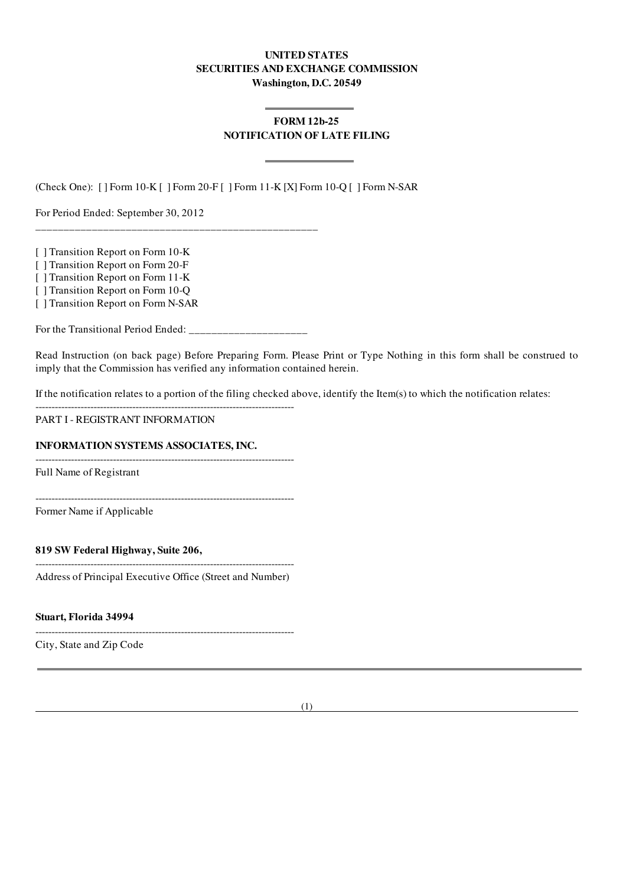**UNITED STATES**
**SECURITIES AND EXCHANGE COMMISSION**
**Washington, D.C. 20549**

---

**FORM 12b-25**
**NOTIFICATION OF LATE FILING**

---

(Check One): [ ] Form 10-K [ ] Form 20-F [ ] Form 11-K [X] Form 10-Q [ ] Form N-SAR

For Period Ended: September 30, 2012

[ ] Transition Report on Form 10-K
[ ] Transition Report on Form 20-F
[ ] Transition Report on Form 11-K
[ ] Transition Report on Form 10-Q
[ ] Transition Report on Form N-SAR

For the Transitional Period Ended: ____________________

Read Instruction (on back page) Before Preparing Form. Please Print or Type Nothing in this form shall be construed to imply that the Commission has verified any information contained herein.

If the notification relates to a portion of the filing checked above, identify the Item(s) to which the notification relates:

---

PART I - REGISTRANT INFORMATION

**INFORMATION SYSTEMS ASSOCIATES, INC.**

---

Full Name of Registrant

---

Former Name if Applicable

**819 SW Federal Highway, Suite 206,**

---

Address of Principal Executive Office (Street and Number)

**Stuart, Florida 34994**

---

City, State and Zip Code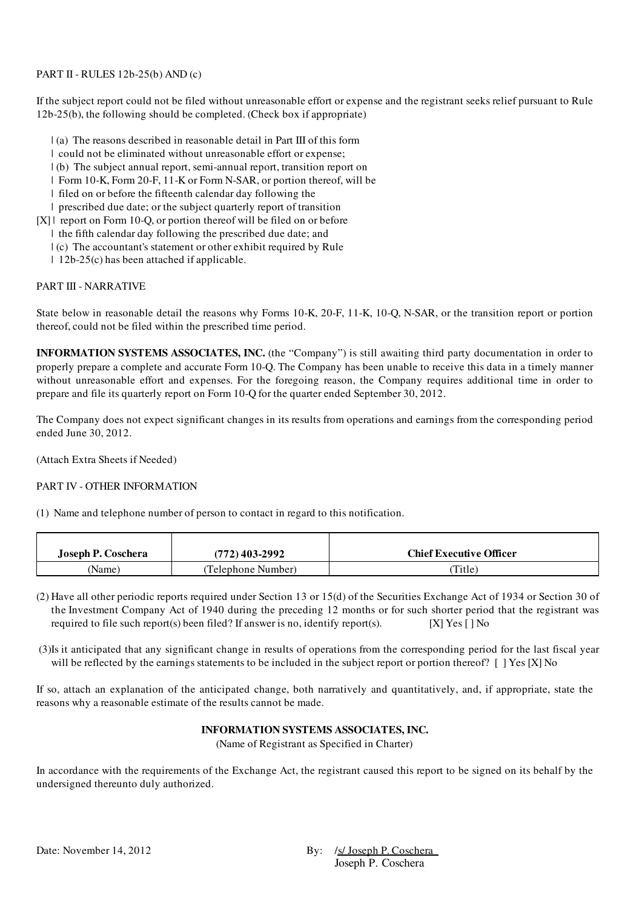PART II - RULES 12b-25(b) AND (c)

If the subject report could not be filed without unreasonable effort or expense and the registrant seeks relief pursuant to Rule 12b-25(b), the following should be completed. (Check box if appropriate)

```
    | (a) The reasons described in reasonable detail in Part III of this form
    | could not be eliminated without unreasonable effort or expense;
    | (b) The subject annual report, semi-annual report, transition report on
    | Form 10-K, Form 20-F, 11-K or Form N-SAR, or portion thereof, will be
    | filed on or before the fifteenth calendar day following the
    | prescribed due date; or the subject quarterly report of transition
[X] | report on Form 10-Q, or portion thereof will be filed on or before
    | the fifth calendar day following the prescribed due date; and
    | (c) The accountant's statement or other exhibit required by Rule
    | 12b-25(c) has been attached if applicable.
```

PART III - NARRATIVE

State below in reasonable detail the reasons why Forms 10-K, 20-F, 11-K, 10-Q, N-SAR, or the transition report or portion thereof, could not be filed within the prescribed time period.

**INFORMATION SYSTEMS ASSOCIATES, INC.** (the "Company") is still awaiting third party documentation in order to properly prepare a complete and accurate Form 10-Q. The Company has been unable to receive this data in a timely manner without unreasonable effort and expenses. For the foregoing reason, the Company requires additional time in order to prepare and file its quarterly report on Form 10-Q for the quarter ended September 30, 2012.

The Company does not expect significant changes in its results from operations and earnings from the corresponding period ended June 30, 2012.

(Attach Extra Sheets if Needed)

PART IV - OTHER INFORMATION

(1) Name and telephone number of person to contact in regard to this notification.

| **Joseph P. Coschera** | **(772) 403-2992** | **Chief Executive Officer** |
|---|---|---|
| (Name) | (Telephone Number) | (Title) |

(2) Have all other periodic reports required under Section 13 or 15(d) of the Securities Exchange Act of 1934 or Section 30 of the Investment Company Act of 1940 during the preceding 12 months or for such shorter period that the registrant was required to file such report(s) been filed? If answer is no, identify report(s). [X] Yes [ ] No

(3) Is it anticipated that any significant change in results of operations from the corresponding period for the last fiscal year will be reflected by the earnings statements to be included in the subject report or portion thereof? [ ] Yes [X] No

If so, attach an explanation of the anticipated change, both narratively and quantitatively, and, if appropriate, state the reasons why a reasonable estimate of the results cannot be made.

**INFORMATION SYSTEMS ASSOCIATES, INC.**
(Name of Registrant as Specified in Charter)

In accordance with the requirements of the Exchange Act, the registrant caused this report to be signed on its behalf by the undersigned thereunto duly authorized.

Date: November 14, 2012

By: /s/ Joseph P. Coschera
Joseph P. Coschera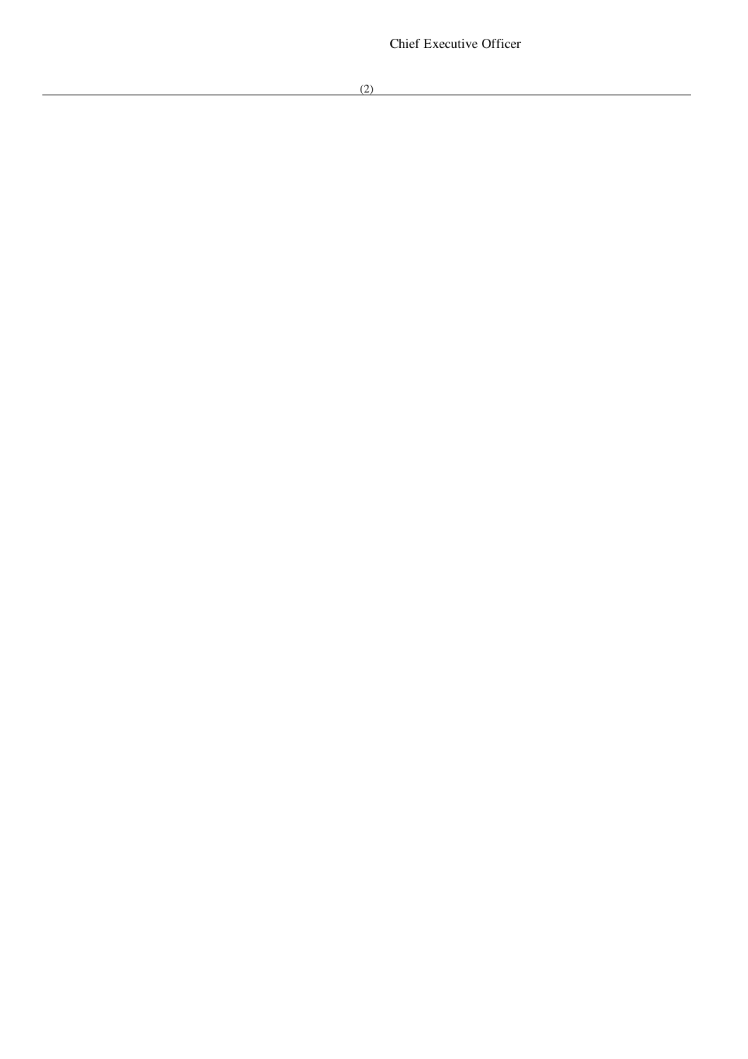Chief Executive Officer

---

(2)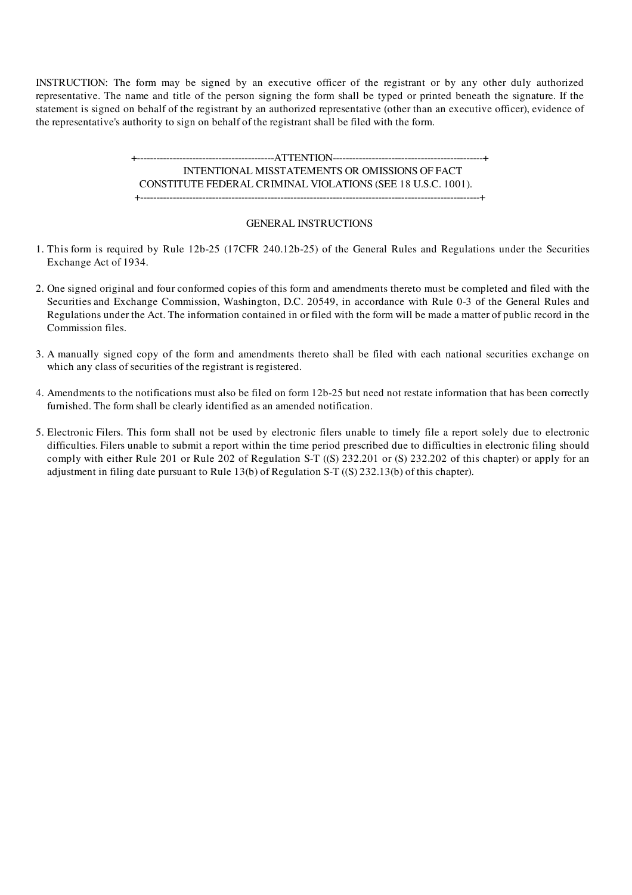INSTRUCTION: The form may be signed by an executive officer of the registrant or by any other duly authorized representative. The name and title of the person signing the form shall be typed or printed beneath the signature. If the statement is signed on behalf of the registrant by an authorized representative (other than an executive officer), evidence of the representative's authority to sign on behalf of the registrant shall be filed with the form.

+-------------------------------------------ATTENTION----------------------------------------------+
INTENTIONAL MISSTATEMENTS OR OMISSIONS OF FACT
CONSTITUTE FEDERAL CRIMINAL VIOLATIONS (SEE 18 U.S.C. 1001).
+----------------------------------------------------------------------------------------------------+

GENERAL INSTRUCTIONS

1. This form is required by Rule 12b-25 (17CFR 240.12b-25) of the General Rules and Regulations under the Securities Exchange Act of 1934.

2. One signed original and four conformed copies of this form and amendments thereto must be completed and filed with the Securities and Exchange Commission, Washington, D.C. 20549, in accordance with Rule 0-3 of the General Rules and Regulations under the Act. The information contained in or filed with the form will be made a matter of public record in the Commission files.

3. A manually signed copy of the form and amendments thereto shall be filed with each national securities exchange on which any class of securities of the registrant is registered.

4. Amendments to the notifications must also be filed on form 12b-25 but need not restate information that has been correctly furnished. The form shall be clearly identified as an amended notification.

5. Electronic Filers. This form shall not be used by electronic filers unable to timely file a report solely due to electronic difficulties. Filers unable to submit a report within the time period prescribed due to difficulties in electronic filing should comply with either Rule 201 or Rule 202 of Regulation S-T ((S) 232.201 or (S) 232.202 of this chapter) or apply for an adjustment in filing date pursuant to Rule 13(b) of Regulation S-T ((S) 232.13(b) of this chapter).